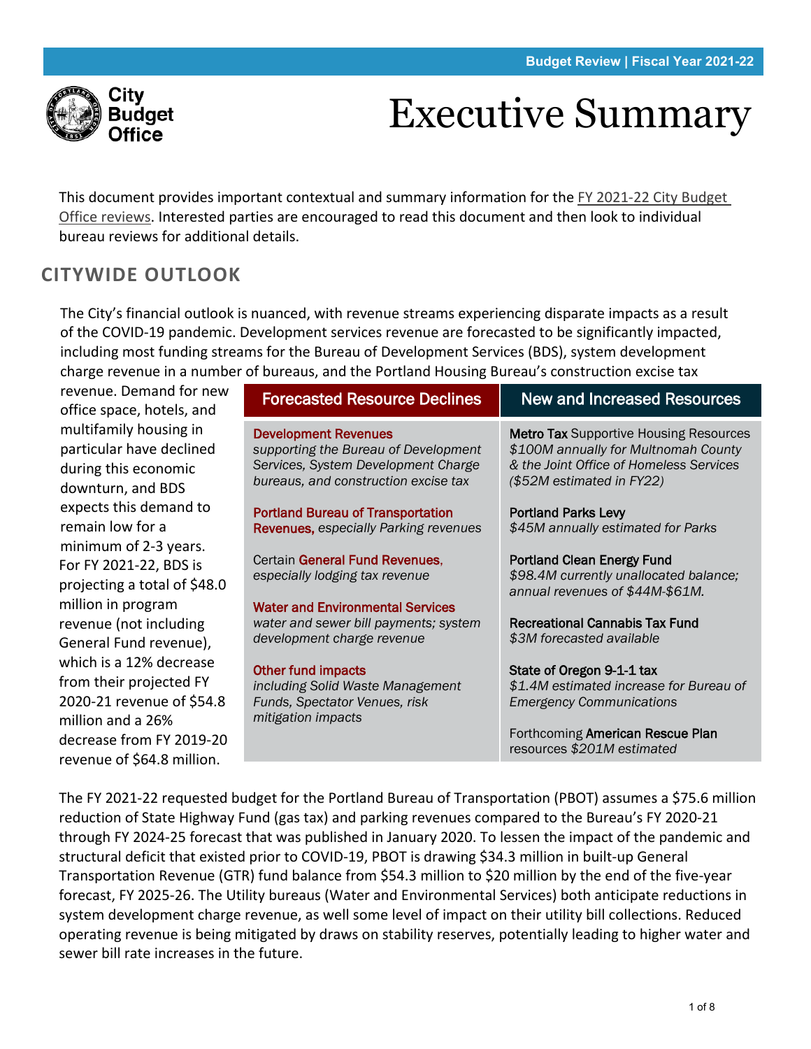# Executive Summary

This document provides important contextual and summary information for the FY 2021-22 City Budget Office reviews. Interested parties are encouraged to read this document and then look to individual bureau reviews for additional details.

## CITYWIDE OUTLOOK

The City's financial outlook is nuanced, with revenue streams experiencing disparate impacts as a result of the COVID-19 pandemic. Development services revenue are forecasted to be significantly impacted, including most funding streams for the Bureau of Development Services (BDS), system development charge revenue in a number of bureaus, and the Portland Housing Bureau's construction excise tax revenue. Demand for new office space, hotels, and multifamily housing in particular have declined during this economic downturn, and BDS expects this demand to remain low for a minimum of 2-3 years. For FY 2021-22, BDS is projecting a total of $48.0 million in program revenue (not including General Fund revenue), which is a 12% decrease from their projected FY 2020-21 revenue of $54.8 million and a 26% decrease from FY 2019-20 revenue of $64.8 million.

| Forecasted Resource Declines | New and Increased Resources |
|---|---|
| **Development Revenues** *supporting the Bureau of Development Services, System Development Charge bureaus, and construction excise tax* | **Metro Tax** Supportive Housing Resources *$100M annually for Multnomah County & the Joint Office of Homeless Services ($52M estimated in FY22)* |
| **Portland Bureau of Transportation Revenues,** *especially Parking revenues* | **Portland Parks Levy** *$45M annually estimated for Parks* |
| Certain **General Fund Revenues,** *especially lodging tax revenue* | **Portland Clean Energy Fund** *$98.4M currently unallocated balance; annual revenues of $44M-$61M.* |
| **Water and Environmental Services** *water and sewer bill payments; system development charge revenue* | **Recreational Cannabis Tax Fund** *$3M forecasted available* |
| **Other fund impacts** *including Solid Waste Management Funds, Spectator Venues, risk mitigation impacts* | **State of Oregon 9-1-1 tax** *$1.4M estimated increase for Bureau of Emergency Communications* |
| | Forthcoming **American Rescue Plan** resources *$201M estimated* |

The FY 2021-22 requested budget for the Portland Bureau of Transportation (PBOT) assumes a $75.6 million reduction of State Highway Fund (gas tax) and parking revenues compared to the Bureau's FY 2020-21 through FY 2024-25 forecast that was published in January 2020. To lessen the impact of the pandemic and structural deficit that existed prior to COVID-19, PBOT is drawing $34.3 million in built-up General Transportation Revenue (GTR) fund balance from $54.3 million to $20 million by the end of the five-year forecast, FY 2025-26. The Utility bureaus (Water and Environmental Services) both anticipate reductions in system development charge revenue, as well some level of impact on their utility bill collections. Reduced operating revenue is being mitigated by draws on stability reserves, potentially leading to higher water and sewer bill rate increases in the future.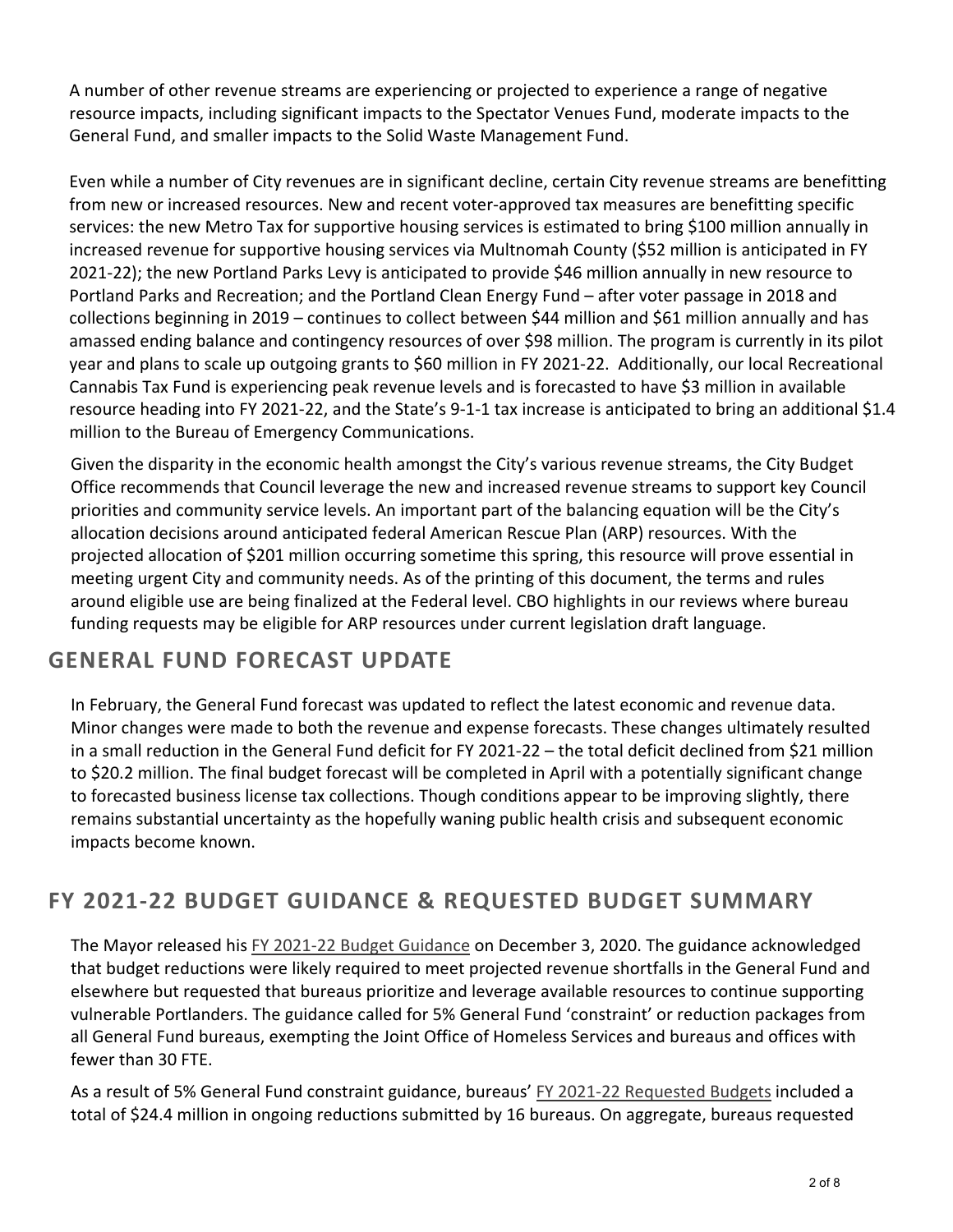A number of other revenue streams are experiencing or projected to experience a range of negative resource impacts, including significant impacts to the Spectator Venues Fund, moderate impacts to the General Fund, and smaller impacts to the Solid Waste Management Fund.

Even while a number of City revenues are in significant decline, certain City revenue streams are benefitting from new or increased resources. New and recent voter-approved tax measures are benefitting specific services: the new Metro Tax for supportive housing services is estimated to bring $100 million annually in increased revenue for supportive housing services via Multnomah County ($52 million is anticipated in FY 2021-22); the new Portland Parks Levy is anticipated to provide $46 million annually in new resource to Portland Parks and Recreation; and the Portland Clean Energy Fund – after voter passage in 2018 and collections beginning in 2019 – continues to collect between $44 million and $61 million annually and has amassed ending balance and contingency resources of over $98 million. The program is currently in its pilot year and plans to scale up outgoing grants to $60 million in FY 2021-22. Additionally, our local Recreational Cannabis Tax Fund is experiencing peak revenue levels and is forecasted to have $3 million in available resource heading into FY 2021-22, and the State's 9-1-1 tax increase is anticipated to bring an additional $1.4 million to the Bureau of Emergency Communications.

Given the disparity in the economic health amongst the City's various revenue streams, the City Budget Office recommends that Council leverage the new and increased revenue streams to support key Council priorities and community service levels. An important part of the balancing equation will be the City's allocation decisions around anticipated federal American Rescue Plan (ARP) resources. With the projected allocation of $201 million occurring sometime this spring, this resource will prove essential in meeting urgent City and community needs. As of the printing of this document, the terms and rules around eligible use are being finalized at the Federal level. CBO highlights in our reviews where bureau funding requests may be eligible for ARP resources under current legislation draft language.

## GENERAL FUND FORECAST UPDATE

In February, the General Fund forecast was updated to reflect the latest economic and revenue data. Minor changes were made to both the revenue and expense forecasts. These changes ultimately resulted in a small reduction in the General Fund deficit for FY 2021-22 – the total deficit declined from $21 million to $20.2 million. The final budget forecast will be completed in April with a potentially significant change to forecasted business license tax collections. Though conditions appear to be improving slightly, there remains substantial uncertainty as the hopefully waning public health crisis and subsequent economic impacts become known.

## FY 2021-22 BUDGET GUIDANCE & REQUESTED BUDGET SUMMARY

The Mayor released his FY 2021-22 Budget Guidance on December 3, 2020. The guidance acknowledged that budget reductions were likely required to meet projected revenue shortfalls in the General Fund and elsewhere but requested that bureaus prioritize and leverage available resources to continue supporting vulnerable Portlanders. The guidance called for 5% General Fund 'constraint' or reduction packages from all General Fund bureaus, exempting the Joint Office of Homeless Services and bureaus and offices with fewer than 30 FTE.

As a result of 5% General Fund constraint guidance, bureaus' FY 2021-22 Requested Budgets included a total of $24.4 million in ongoing reductions submitted by 16 bureaus. On aggregate, bureaus requested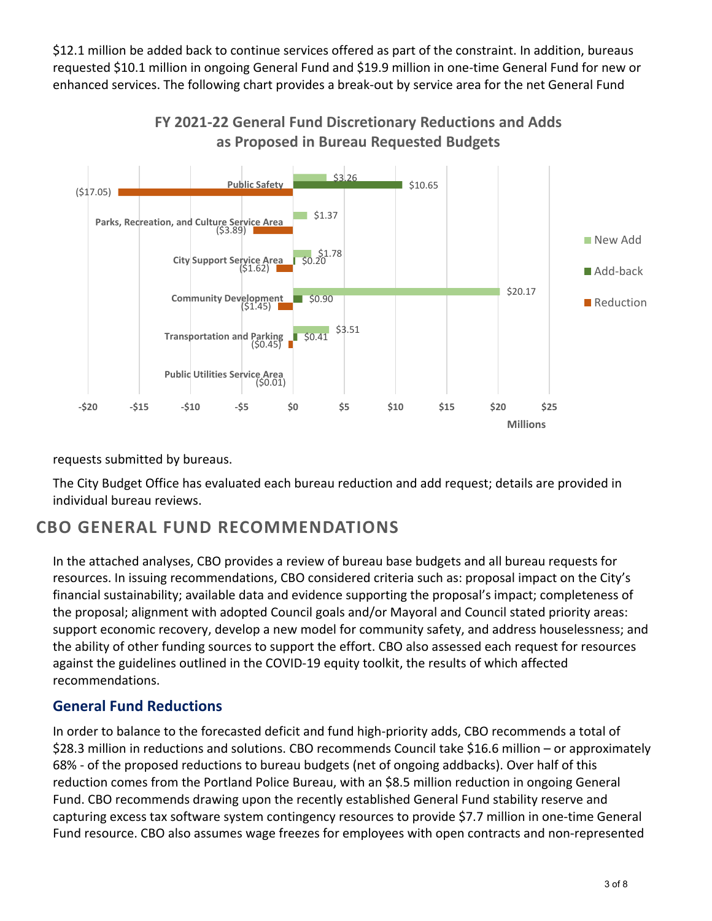$12.1 million be added back to continue services offered as part of the constraint. In addition, bureaus requested $10.1 million in ongoing General Fund and $19.9 million in one-time General Fund for new or enhanced services. The following chart provides a break-out by service area for the net General Fund requests submitted by bureaus.

**FY 2021-22 General Fund Discretionary Reductions and Adds as Proposed in Bureau Requested Budgets**

| Service Area | New Add | Add-back | Reduction |
|---|---|---|---|
| Public Safety | $3.26 | $10.65 | ($17.05) |
| Parks, Recreation, and Culture Service Area | $1.37 | | ($3.89) |
| City Support Service Area | $1.78 | $0.20 | ($1.62) |
| Community Development | $20.17 | $0.90 | ($1.45) |
| Transportation and Parking | $3.51 | $0.41 | ($0.45) |
| Public Utilities Service Area | | | ($0.01) |

Millions

The City Budget Office has evaluated each bureau reduction and add request; details are provided in individual bureau reviews.

## CBO GENERAL FUND RECOMMENDATIONS

In the attached analyses, CBO provides a review of bureau base budgets and all bureau requests for resources. In issuing recommendations, CBO considered criteria such as: proposal impact on the City's financial sustainability; available data and evidence supporting the proposal's impact; completeness of the proposal; alignment with adopted Council goals and/or Mayoral and Council stated priority areas: support economic recovery, develop a new model for community safety, and address houselessness; and the ability of other funding sources to support the effort. CBO also assessed each request for resources against the guidelines outlined in the COVID-19 equity toolkit, the results of which affected recommendations.

### General Fund Reductions

In order to balance to the forecasted deficit and fund high-priority adds, CBO recommends a total of $28.3 million in reductions and solutions. CBO recommends Council take $16.6 million – or approximately 68% - of the proposed reductions to bureau budgets (net of ongoing addbacks). Over half of this reduction comes from the Portland Police Bureau, with an $8.5 million reduction in ongoing General Fund. CBO recommends drawing upon the recently established General Fund stability reserve and capturing excess tax software system contingency resources to provide $7.7 million in one-time General Fund resource. CBO also assumes wage freezes for employees with open contracts and non-represented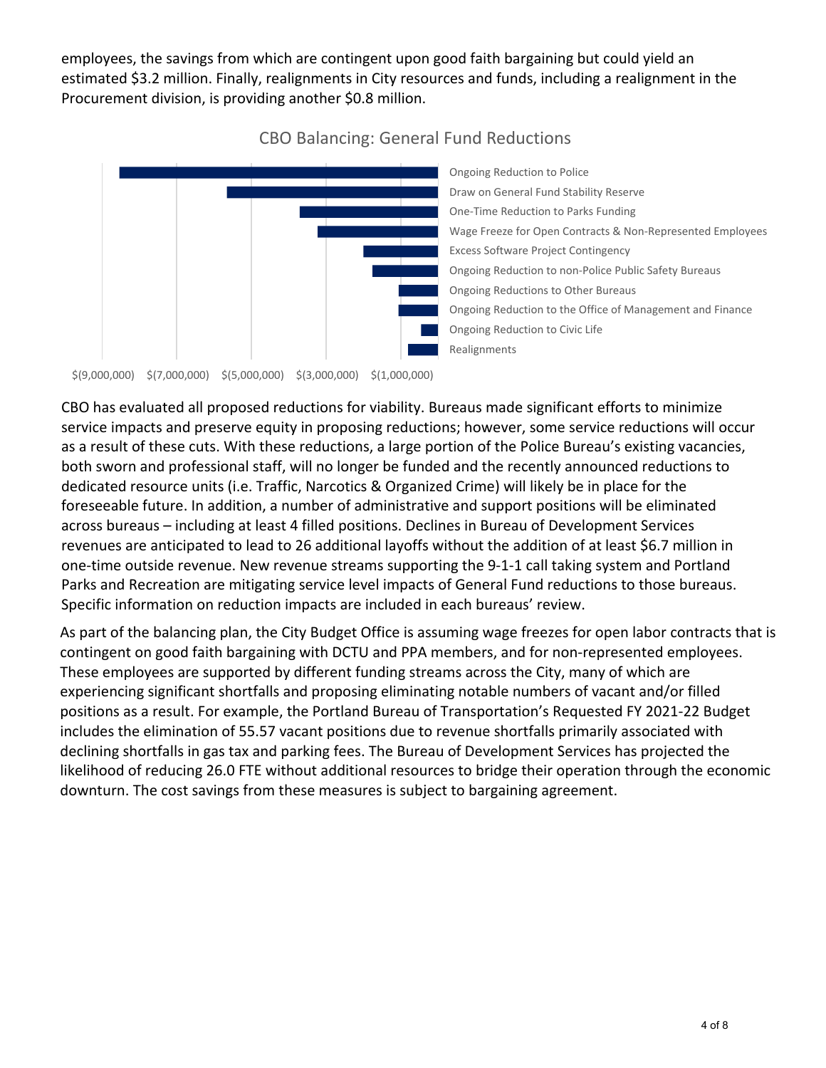employees, the savings from which are contingent upon good faith bargaining but could yield an estimated $3.2 million. Finally, realignments in City resources and funds, including a realignment in the Procurement division, is providing another $0.8 million.

**CBO Balancing: General Fund Reductions**

- Ongoing Reduction to Police
- Draw on General Fund Stability Reserve
- One-Time Reduction to Parks Funding
- Wage Freeze for Open Contracts & Non-Represented Employees
- Excess Software Project Contingency
- Ongoing Reduction to non-Police Public Safety Bureaus
- Ongoing Reductions to Other Bureaus
- Ongoing Reduction to the Office of Management and Finance
- Ongoing Reduction to Civic Life
- Realignments

$(9,000,000) $(7,000,000) $(5,000,000) $(3,000,000) $(1,000,000)

CBO has evaluated all proposed reductions for viability. Bureaus made significant efforts to minimize service impacts and preserve equity in proposing reductions; however, some service reductions will occur as a result of these cuts. With these reductions, a large portion of the Police Bureau's existing vacancies, both sworn and professional staff, will no longer be funded and the recently announced reductions to dedicated resource units (i.e. Traffic, Narcotics & Organized Crime) will likely be in place for the foreseeable future. In addition, a number of administrative and support positions will be eliminated across bureaus – including at least 4 filled positions. Declines in Bureau of Development Services revenues are anticipated to lead to 26 additional layoffs without the addition of at least $6.7 million in one-time outside revenue. New revenue streams supporting the 9-1-1 call taking system and Portland Parks and Recreation are mitigating service level impacts of General Fund reductions to those bureaus. Specific information on reduction impacts are included in each bureaus' review.

As part of the balancing plan, the City Budget Office is assuming wage freezes for open labor contracts that is contingent on good faith bargaining with DCTU and PPA members, and for non-represented employees. These employees are supported by different funding streams across the City, many of which are experiencing significant shortfalls and proposing eliminating notable numbers of vacant and/or filled positions as a result. For example, the Portland Bureau of Transportation's Requested FY 2021-22 Budget includes the elimination of 55.57 vacant positions due to revenue shortfalls primarily associated with declining shortfalls in gas tax and parking fees. The Bureau of Development Services has projected the likelihood of reducing 26.0 FTE without additional resources to bridge their operation through the economic downturn. The cost savings from these measures is subject to bargaining agreement.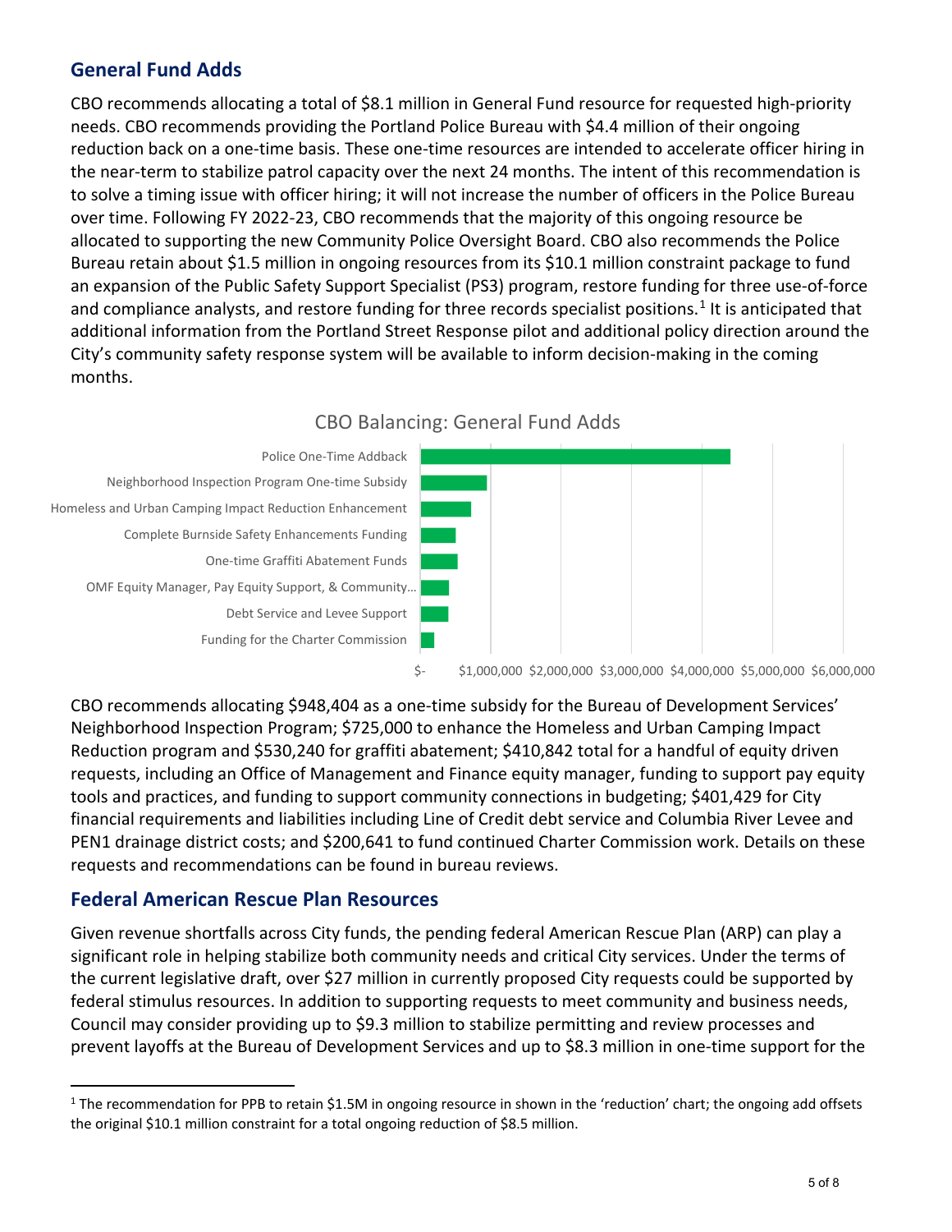## General Fund Adds

CBO recommends allocating a total of $8.1 million in General Fund resource for requested high-priority needs. CBO recommends providing the Portland Police Bureau with $4.4 million of their ongoing reduction back on a one-time basis. These one-time resources are intended to accelerate officer hiring in the near-term to stabilize patrol capacity over the next 24 months. The intent of this recommendation is to solve a timing issue with officer hiring; it will not increase the number of officers in the Police Bureau over time. Following FY 2022-23, CBO recommends that the majority of this ongoing resource be allocated to supporting the new Community Police Oversight Board. CBO also recommends the Police Bureau retain about $1.5 million in ongoing resources from its $10.1 million constraint package to fund an expansion of the Public Safety Support Specialist (PS3) program, restore funding for three use-of-force and compliance analysts, and restore funding for three records specialist positions.[1] It is anticipated that additional information from the Portland Street Response pilot and additional policy direction around the City's community safety response system will be available to inform decision-making in the coming months.

CBO Balancing: General Fund Adds

| Item | Amount |
|---|---|
| Police One-Time Addback | ~$4,400,000 |
| Neighborhood Inspection Program One-time Subsidy | ~$950,000 |
| Homeless and Urban Camping Impact Reduction Enhancement | ~$725,000 |
| Complete Burnside Safety Enhancements Funding | ~$500,000 |
| One-time Graffiti Abatement Funds | ~$530,000 |
| OMF Equity Manager, Pay Equity Support, & Community… | ~$410,000 |
| Debt Service and Levee Support | ~$400,000 |
| Funding for the Charter Commission | ~$200,000 |

CBO recommends allocating $948,404 as a one-time subsidy for the Bureau of Development Services' Neighborhood Inspection Program; $725,000 to enhance the Homeless and Urban Camping Impact Reduction program and $530,240 for graffiti abatement; $410,842 total for a handful of equity driven requests, including an Office of Management and Finance equity manager, funding to support pay equity tools and practices, and funding to support community connections in budgeting; $401,429 for City financial requirements and liabilities including Line of Credit debt service and Columbia River Levee and PEN1 drainage district costs; and $200,641 to fund continued Charter Commission work. Details on these requests and recommendations can be found in bureau reviews.

## Federal American Rescue Plan Resources

Given revenue shortfalls across City funds, the pending federal American Rescue Plan (ARP) can play a significant role in helping stabilize both community needs and critical City services. Under the terms of the current legislative draft, over $27 million in currently proposed City requests could be supported by federal stimulus resources. In addition to supporting requests to meet community and business needs, Council may consider providing up to $9.3 million to stabilize permitting and review processes and prevent layoffs at the Bureau of Development Services and up to $8.3 million in one-time support for the

[1] The recommendation for PPB to retain $1.5M in ongoing resource in shown in the 'reduction' chart; the ongoing add offsets the original $10.1 million constraint for a total ongoing reduction of $8.5 million.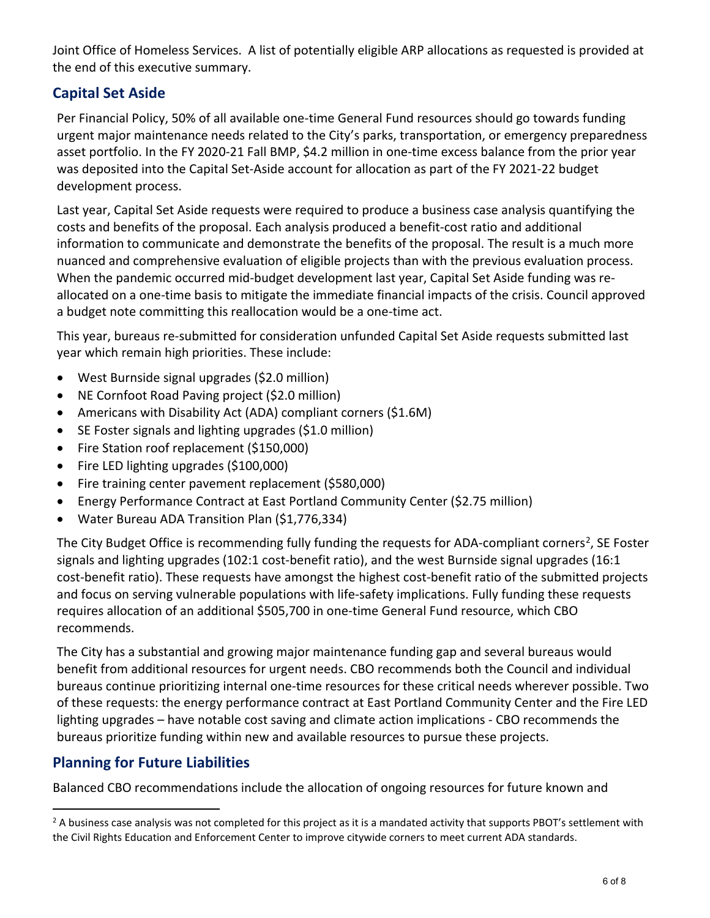Joint Office of Homeless Services. A list of potentially eligible ARP allocations as requested is provided at the end of this executive summary.

## Capital Set Aside

Per Financial Policy, 50% of all available one-time General Fund resources should go towards funding urgent major maintenance needs related to the City's parks, transportation, or emergency preparedness asset portfolio. In the FY 2020-21 Fall BMP, $4.2 million in one-time excess balance from the prior year was deposited into the Capital Set-Aside account for allocation as part of the FY 2021-22 budget development process.

Last year, Capital Set Aside requests were required to produce a business case analysis quantifying the costs and benefits of the proposal. Each analysis produced a benefit-cost ratio and additional information to communicate and demonstrate the benefits of the proposal. The result is a much more nuanced and comprehensive evaluation of eligible projects than with the previous evaluation process. When the pandemic occurred mid-budget development last year, Capital Set Aside funding was re-allocated on a one-time basis to mitigate the immediate financial impacts of the crisis. Council approved a budget note committing this reallocation would be a one-time act.

This year, bureaus re-submitted for consideration unfunded Capital Set Aside requests submitted last year which remain high priorities. These include:

- West Burnside signal upgrades ($2.0 million)
- NE Cornfoot Road Paving project ($2.0 million)
- Americans with Disability Act (ADA) compliant corners ($1.6M)
- SE Foster signals and lighting upgrades ($1.0 million)
- Fire Station roof replacement ($150,000)
- Fire LED lighting upgrades ($100,000)
- Fire training center pavement replacement ($580,000)
- Energy Performance Contract at East Portland Community Center ($2.75 million)
- Water Bureau ADA Transition Plan ($1,776,334)

The City Budget Office is recommending fully funding the requests for ADA-compliant corners[2], SE Foster signals and lighting upgrades (102:1 cost-benefit ratio), and the west Burnside signal upgrades (16:1 cost-benefit ratio). These requests have amongst the highest cost-benefit ratio of the submitted projects and focus on serving vulnerable populations with life-safety implications. Fully funding these requests requires allocation of an additional $505,700 in one-time General Fund resource, which CBO recommends.

The City has a substantial and growing major maintenance funding gap and several bureaus would benefit from additional resources for urgent needs. CBO recommends both the Council and individual bureaus continue prioritizing internal one-time resources for these critical needs wherever possible. Two of these requests: the energy performance contract at East Portland Community Center and the Fire LED lighting upgrades – have notable cost saving and climate action implications - CBO recommends the bureaus prioritize funding within new and available resources to pursue these projects.

## Planning for Future Liabilities

Balanced CBO recommendations include the allocation of ongoing resources for future known and

[2] A business case analysis was not completed for this project as it is a mandated activity that supports PBOT's settlement with the Civil Rights Education and Enforcement Center to improve citywide corners to meet current ADA standards.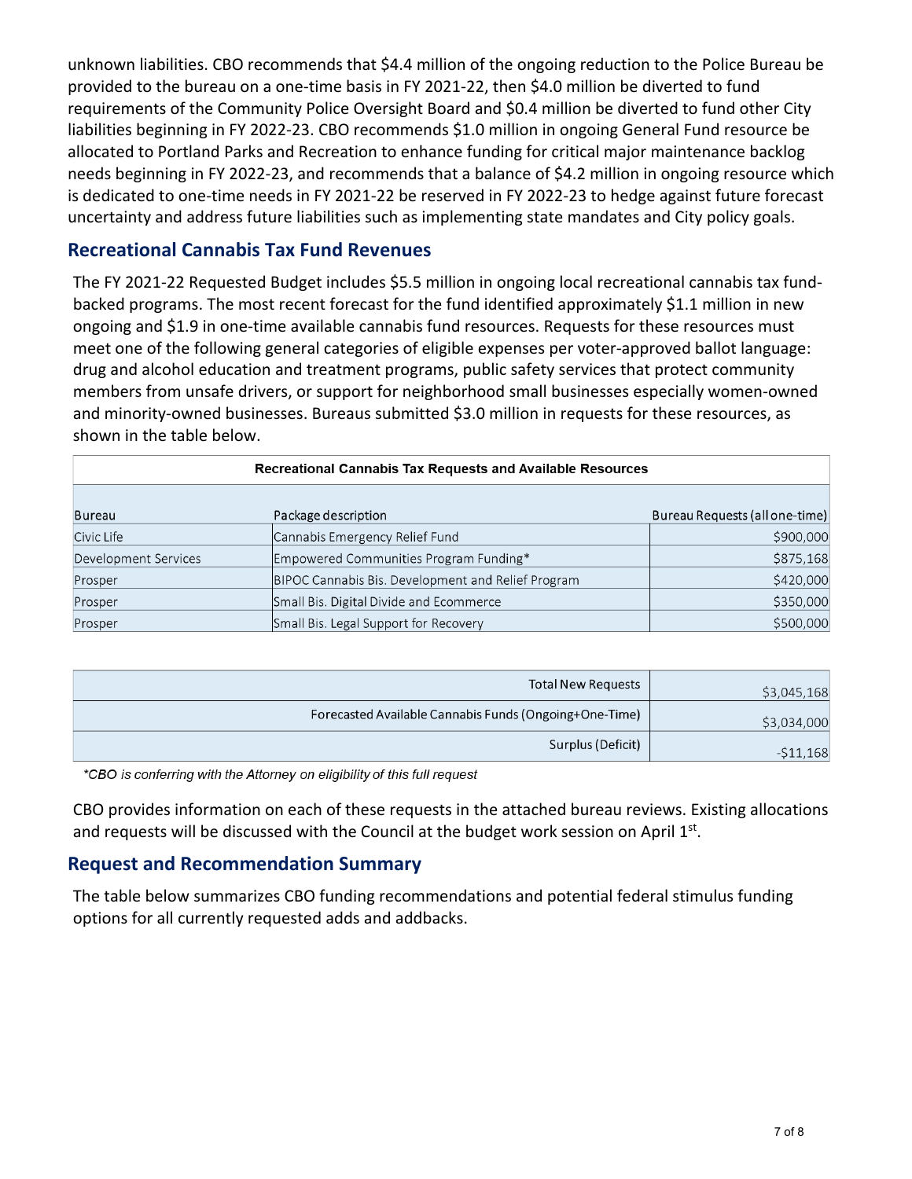unknown liabilities. CBO recommends that $4.4 million of the ongoing reduction to the Police Bureau be provided to the bureau on a one-time basis in FY 2021-22, then $4.0 million be diverted to fund requirements of the Community Police Oversight Board and $0.4 million be diverted to fund other City liabilities beginning in FY 2022-23. CBO recommends $1.0 million in ongoing General Fund resource be allocated to Portland Parks and Recreation to enhance funding for critical major maintenance backlog needs beginning in FY 2022-23, and recommends that a balance of $4.2 million in ongoing resource which is dedicated to one-time needs in FY 2021-22 be reserved in FY 2022-23 to hedge against future forecast uncertainty and address future liabilities such as implementing state mandates and City policy goals.

## Recreational Cannabis Tax Fund Revenues

The FY 2021-22 Requested Budget includes $5.5 million in ongoing local recreational cannabis tax fund-backed programs. The most recent forecast for the fund identified approximately $1.1 million in new ongoing and $1.9 in one-time available cannabis fund resources. Requests for these resources must meet one of the following general categories of eligible expenses per voter-approved ballot language: drug and alcohol education and treatment programs, public safety services that protect community members from unsafe drivers, or support for neighborhood small businesses especially women-owned and minority-owned businesses. Bureaus submitted $3.0 million in requests for these resources, as shown in the table below.

**Recreational Cannabis Tax Requests and Available Resources**

| Bureau | Package description | Bureau Requests (all one-time) |
|---|---|---|
| Civic Life | Cannabis Emergency Relief Fund | $900,000 |
| Development Services | Empowered Communities Program Funding* | $875,168 |
| Prosper | BIPOC Cannabis Bis. Development and Relief Program | $420,000 |
| Prosper | Small Bis. Digital Divide and Ecommerce | $350,000 |
| Prosper | Small Bis. Legal Support for Recovery | $500,000 |

| | |
|---|---|
| Total New Requests | $3,045,168 |
| Forecasted Available Cannabis Funds (Ongoing+One-Time) | $3,034,000 |
| Surplus (Deficit) | -$11,168 |

*\*CBO is conferring with the Attorney on eligibility of this full request*

CBO provides information on each of these requests in the attached bureau reviews. Existing allocations and requests will be discussed with the Council at the budget work session on April 1st.

## Request and Recommendation Summary

The table below summarizes CBO funding recommendations and potential federal stimulus funding options for all currently requested adds and addbacks.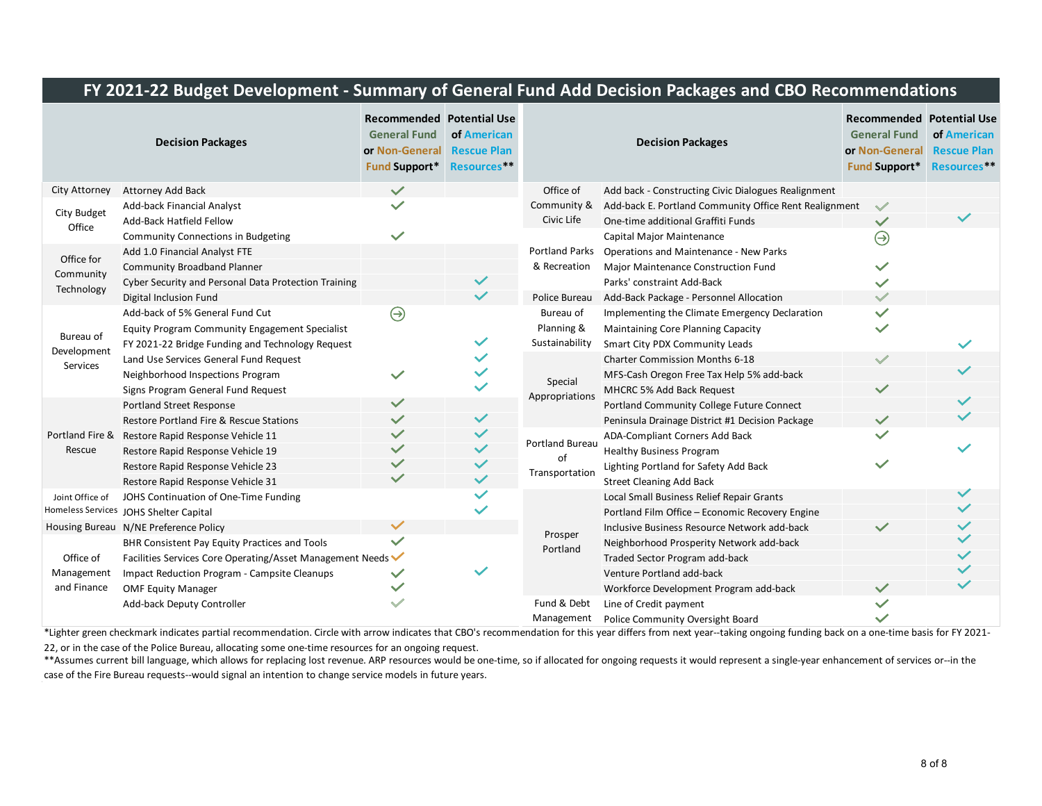# FY 2021-22 Budget Development - Summary of General Fund Add Decision Packages and CBO Recommendations

| Bureau | Decision Packages | Recommended General Fund or Non-General Fund Support* | Potential Use of American Rescue Plan Resources** |
|---|---|---|---|
| City Attorney | Attorney Add Back | ✓ | |
| City Budget Office | Add-back Financial Analyst | ✓ | |
| | Add-Back Hatfield Fellow | | |
| | Community Connections in Budgeting | ✓ | |
| Office for Community Technology | Add 1.0 Financial Analyst FTE | | |
| | Community Broadband Planner | | |
| | Cyber Security and Personal Data Protection Training | | ✓ |
| | Digital Inclusion Fund | | ✓ |
| Bureau of Development Services | Add-back of 5% General Fund Cut | (→) | |
| | Equity Program Community Engagement Specialist | | |
| | FY 2021-22 Bridge Funding and Technology Request | | ✓ |
| | Land Use Services General Fund Request | | ✓ |
| | Neighborhood Inspections Program | ✓ | ✓ |
| | Signs Program General Fund Request | | ✓ |
| Portland Fire & Rescue | Portland Street Response | ✓ | |
| | Restore Portland Fire & Rescue Stations | ✓ | ✓ |
| | Restore Rapid Response Vehicle 11 | ✓ | ✓ |
| | Restore Rapid Response Vehicle 19 | ✓ | ✓ |
| | Restore Rapid Response Vehicle 23 | ✓ | ✓ |
| | Restore Rapid Response Vehicle 31 | ✓ | ✓ |
| Joint Office of Homeless Services | JOHS Continuation of One-Time Funding | | ✓ |
| | JOHS Shelter Capital | | ✓ |
| Housing Bureau | N/NE Preference Policy | ✓ (Non-General Fund) | |
| Office of Management and Finance | BHR Consistent Pay Equity Practices and Tools | ✓ | |
| | Facilities Services Core Operating/Asset Management Needs | ✓ (Non-General Fund) | |
| | Impact Reduction Program - Campsite Cleanups | ✓ | ✓ |
| | OMF Equity Manager | ✓ | |
| | Add-back Deputy Controller | ✓ (partial) | |
| Office of Community & Civic Life | Add back - Constructing Civic Dialogues Realignment | | |
| | Add-back E. Portland Community Office Rent Realignment | ✓ (partial) | |
| | One-time additional Graffiti Funds | ✓ | ✓ |
| Portland Parks & Recreation | Capital Major Maintenance | (→) | |
| | Operations and Maintenance - New Parks | | |
| | Major Maintenance Construction Fund | ✓ | |
| | Parks' constraint Add-Back | ✓ | |
| Police Bureau | Add-Back Package - Personnel Allocation | ✓ (partial) | |
| Bureau of Planning & Sustainability | Implementing the Climate Emergency Declaration | ✓ | |
| | Maintaining Core Planning Capacity | ✓ | |
| | Smart City PDX Community Leads | | ✓ |
| Special Appropriations | Charter Commission Months 6-18 | ✓ (partial) | |
| | MFS-Cash Oregon Free Tax Help 5% add-back | | ✓ |
| | MHCRC 5% Add Back Request | ✓ | |
| | Portland Community College Future Connect | | ✓ |
| | Peninsula Drainage District #1 Decision Package | ✓ | ✓ |
| Portland Bureau of Transportation | ADA-Compliant Corners Add Back | ✓ | |
| | Healthy Business Program | | ✓ |
| | Lighting Portland for Safety Add Back | ✓ | |
| | Street Cleaning Add Back | | |
| Prosper Portland | Local Small Business Relief Repair Grants | | ✓ |
| | Portland Film Office – Economic Recovery Engine | | ✓ |
| | Inclusive Business Resource Network add-back | ✓ | ✓ |
| | Neighborhood Prosperity Network add-back | | ✓ |
| | Traded Sector Program add-back | | ✓ |
| | Venture Portland add-back | | ✓ |
| | Workforce Development Program add-back | ✓ | ✓ |
| Fund & Debt Management | Line of Credit payment | ✓ | |
| | Police Community Oversight Board | ✓ | |

*Lighter green checkmark indicates partial recommendation. Circle with arrow indicates that CBO's recommendation for this year differs from next year--taking ongoing funding back on a one-time basis for FY 2021-22, or in the case of the Police Bureau, allocating some one-time resources for an ongoing request.

**Assumes current bill language, which allows for replacing lost revenue. ARP resources would be one-time, so if allocated for ongoing requests it would represent a single-year enhancement of services or--in the case of the Fire Bureau requests--would signal an intention to change service models in future years.